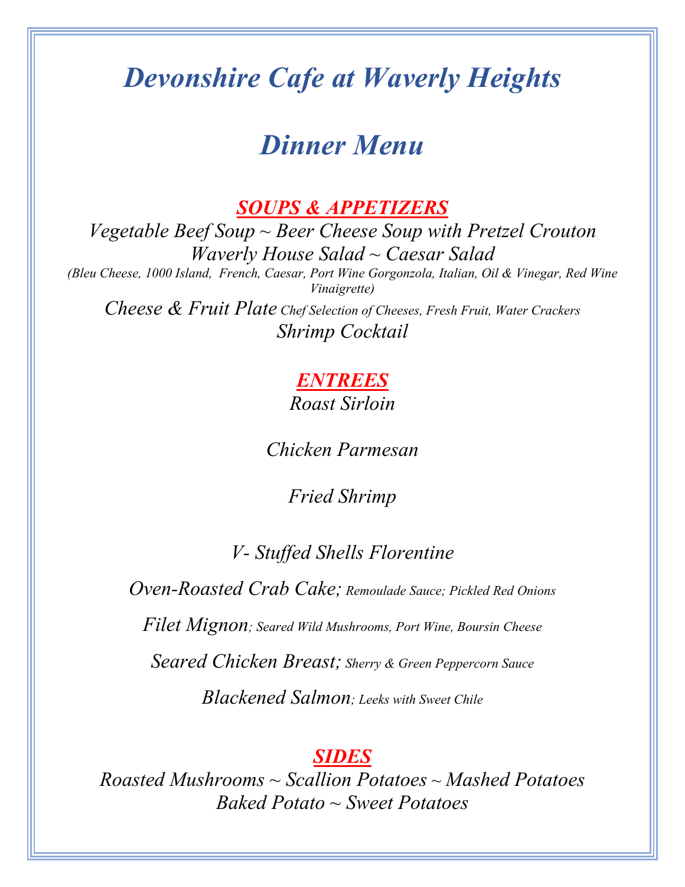# *Devonshire Cafe at Waverly Heights*

# *Dinner Menu*

## ***SOUPS & APPETIZERS***

*Vegetable Beef Soup ~ Beer Cheese Soup with Pretzel Crouton*

*Waverly House Salad ~ Caesar Salad*

*(Bleu Cheese, 1000 Island, French, Caesar, Port Wine Gorgonzola, Italian, Oil & Vinegar, Red Wine Vinaigrette)*

*Cheese & Fruit Plate Chef Selection of Cheeses, Fresh Fruit, Water Crackers*

*Shrimp Cocktail*

## ***ENTREES***

*Roast Sirloin*

*Chicken Parmesan*

*Fried Shrimp*

*V- Stuffed Shells Florentine*

*Oven-Roasted Crab Cake; Remoulade Sauce; Pickled Red Onions*

*Filet Mignon; Seared Wild Mushrooms, Port Wine, Boursin Cheese*

*Seared Chicken Breast; Sherry & Green Peppercorn Sauce*

*Blackened Salmon; Leeks with Sweet Chile*

## ***SIDES***

*Roasted Mushrooms ~ Scallion Potatoes ~ Mashed Potatoes*

*Baked Potato ~ Sweet Potatoes*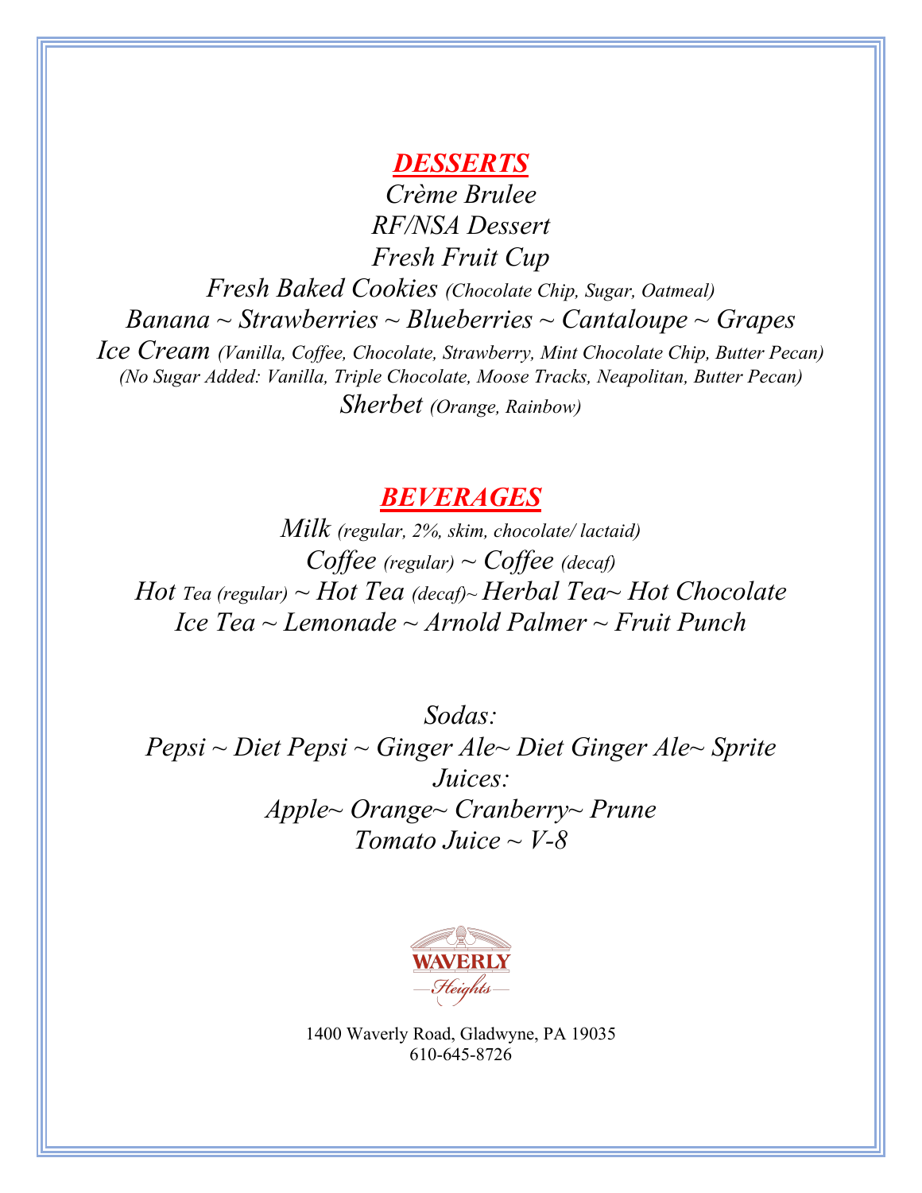## *DESSERTS*

*Crème Brulee*

*RF/NSA Dessert*

*Fresh Fruit Cup*

*Fresh Baked Cookies (Chocolate Chip, Sugar, Oatmeal)*

*Banana ~ Strawberries ~ Blueberries ~ Cantaloupe ~ Grapes*

*Ice Cream (Vanilla, Coffee, Chocolate, Strawberry, Mint Chocolate Chip, Butter Pecan)*

*(No Sugar Added: Vanilla, Triple Chocolate, Moose Tracks, Neapolitan, Butter Pecan)*

*Sherbet (Orange, Rainbow)*

## *BEVERAGES*

*Milk (regular, 2%, skim, chocolate/ lactaid)*

*Coffee (regular) ~ Coffee (decaf)*

*Hot Tea (regular) ~ Hot Tea (decaf)~ Herbal Tea~ Hot Chocolate*

*Ice Tea ~ Lemonade ~ Arnold Palmer ~ Fruit Punch*

*Sodas:*

*Pepsi ~ Diet Pepsi ~ Ginger Ale~ Diet Ginger Ale~ Sprite*

*Juices:*

*Apple~ Orange~ Cranberry~ Prune*

*Tomato Juice ~ V-8*

WAVERLY Heights

1400 Waverly Road, Gladwyne, PA 19035
610-645-8726